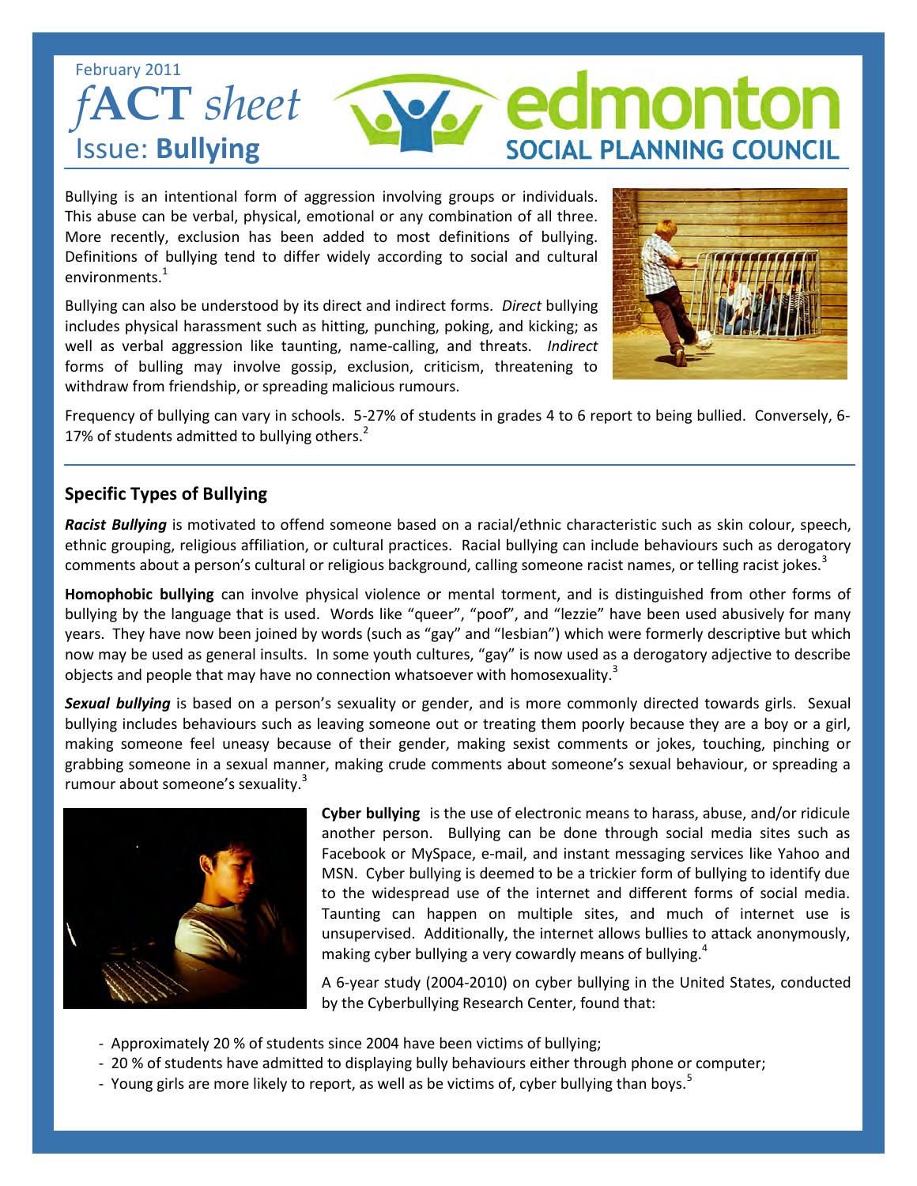February 2011

# *f*ACT *sheet*

## Issue: **Bullying**

edmonton SOCIAL PLANNING COUNCIL

Bullying is an intentional form of aggression involving groups or individuals. This abuse can be verbal, physical, emotional or any combination of all three. More recently, exclusion has been added to most definitions of bullying. Definitions of bullying tend to differ widely according to social and cultural environments.[1]

Bullying can also be understood by its direct and indirect forms. *Direct* bullying includes physical harassment such as hitting, punching, poking, and kicking; as well as verbal aggression like taunting, name-calling, and threats. *Indirect* forms of bulling may involve gossip, exclusion, criticism, threatening to withdraw from friendship, or spreading malicious rumours.

Frequency of bullying can vary in schools. 5-27% of students in grades 4 to 6 report to being bullied. Conversely, 6-17% of students admitted to bullying others.[2]

## Specific Types of Bullying

***Racist Bullying*** is motivated to offend someone based on a racial/ethnic characteristic such as skin colour, speech, ethnic grouping, religious affiliation, or cultural practices. Racial bullying can include behaviours such as derogatory comments about a person's cultural or religious background, calling someone racist names, or telling racist jokes.[3]

**Homophobic bullying** can involve physical violence or mental torment, and is distinguished from other forms of bullying by the language that is used. Words like "queer", "poof", and "lezzie" have been used abusively for many years. They have now been joined by words (such as "gay" and "lesbian") which were formerly descriptive but which now may be used as general insults. In some youth cultures, "gay" is now used as a derogatory adjective to describe objects and people that may have no connection whatsoever with homosexuality.[3]

***Sexual bullying*** is based on a person's sexuality or gender, and is more commonly directed towards girls. Sexual bullying includes behaviours such as leaving someone out or treating them poorly because they are a boy or a girl, making someone feel uneasy because of their gender, making sexist comments or jokes, touching, pinching or grabbing someone in a sexual manner, making crude comments about someone's sexual behaviour, or spreading a rumour about someone's sexuality.[3]

**Cyber bullying** is the use of electronic means to harass, abuse, and/or ridicule another person. Bullying can be done through social media sites such as Facebook or MySpace, e-mail, and instant messaging services like Yahoo and MSN. Cyber bullying is deemed to be a trickier form of bullying to identify due to the widespread use of the internet and different forms of social media. Taunting can happen on multiple sites, and much of internet use is unsupervised. Additionally, the internet allows bullies to attack anonymously, making cyber bullying a very cowardly means of bullying.[4]

A 6-year study (2004-2010) on cyber bullying in the United States, conducted by the Cyberbullying Research Center, found that:

- Approximately 20 % of students since 2004 have been victims of bullying;
- 20 % of students have admitted to displaying bully behaviours either through phone or computer;
- Young girls are more likely to report, as well as be victims of, cyber bullying than boys.[5]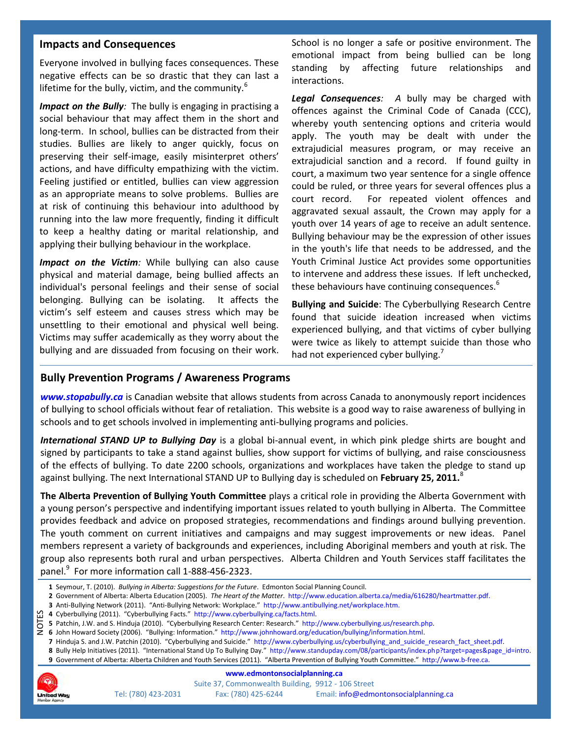## Impacts and Consequences

Everyone involved in bullying faces consequences. These negative effects can be so drastic that they can last a lifetime for the bully, victim, and the community.[6]

***Impact on the Bully**:* The bully is engaging in practising a social behaviour that may affect them in the short and long-term. In school, bullies can be distracted from their studies. Bullies are likely to anger quickly, focus on preserving their self-image, easily misinterpret others' actions, and have difficulty empathizing with the victim. Feeling justified or entitled, bullies can view aggression as an appropriate means to solve problems. Bullies are at risk of continuing this behaviour into adulthood by running into the law more frequently, finding it difficult to keep a healthy dating or marital relationship, and applying their bullying behaviour in the workplace.

***Impact on the Victim**:* While bullying can also cause physical and material damage, being bullied affects an individual's personal feelings and their sense of social belonging. Bullying can be isolating. It affects the victim's self esteem and causes stress which may be unsettling to their emotional and physical well being. Victims may suffer academically as they worry about the bullying and are dissuaded from focusing on their work. School is no longer a safe or positive environment. The emotional impact from being bullied can be long standing by affecting future relationships and interactions.

***Legal Consequences**:* A bully may be charged with offences against the Criminal Code of Canada (CCC), whereby youth sentencing options and criteria would apply. The youth may be dealt with under the extrajudicial measures program, or may receive an extrajudicial sanction and a record. If found guilty in court, a maximum two year sentence for a single offence could be ruled, or three years for several offences plus a court record. For repeated violent offences and aggravated sexual assault, the Crown may apply for a youth over 14 years of age to receive an adult sentence. Bullying behaviour may be the expression of other issues in the youth's life that needs to be addressed, and the Youth Criminal Justice Act provides some opportunities to intervene and address these issues. If left unchecked, these behaviours have continuing consequences.[6]

**Bullying and Suicide**: The Cyberbullying Research Centre found that suicide ideation increased when victims experienced bullying, and that victims of cyber bullying were twice as likely to attempt suicide than those who had not experienced cyber bullying.[7]

## Bully Prevention Programs / Awareness Programs

***www.stopabully.ca*** is Canadian website that allows students from across Canada to anonymously report incidences of bullying to school officials without fear of retaliation. This website is a good way to raise awareness of bullying in schools and to get schools involved in implementing anti-bullying programs and policies.

***International STAND UP to Bullying Day*** is a global bi-annual event, in which pink pledge shirts are bought and signed by participants to take a stand against bullies, show support for victims of bullying, and raise consciousness of the effects of bullying. To date 2200 schools, organizations and workplaces have taken the pledge to stand up against bullying. The next International STAND UP to Bullying day is scheduled on **February 25, 2011.**[8]

**The Alberta Prevention of Bullying Youth Committee** plays a critical role in providing the Alberta Government with a young person's perspective and indentifying important issues related to youth bullying in Alberta. The Committee provides feedback and advice on proposed strategies, recommendations and findings around bullying prevention. The youth comment on current initiatives and campaigns and may suggest improvements or new ideas. Panel members represent a variety of backgrounds and experiences, including Aboriginal members and youth at risk. The group also represents both rural and urban perspectives. Alberta Children and Youth Services staff facilitates the panel.[9] For more information call 1-888-456-2323.

NOTES

1. Seymour, T. (2010). *Bullying in Alberta: Suggestions for the Future*. Edmonton Social Planning Council.
2. Government of Alberta: Alberta Education (2005). *The Heart of the Matter*. http://www.education.alberta.ca/media/616280/heartmatter.pdf.
3. Anti-Bullying Network (2011). "Anti-Bullying Network: Workplace." http://www.antibullying.net/workplace.htm.
4. Cyberbullying (2011). "Cyberbullying Facts." http://www.cyberbullying.ca/facts.html.
5. Patchin, J.W. and S. Hinduja (2010). "Cyberbullying Research Center: Research." http://www.cyberbullying.us/research.php.
6. John Howard Society (2006). "Bullying: Information." http://www.johnhoward.org/education/bullying/information.html.
7. Hinduja S. and J.W. Patchin (2010). "Cyberbullying and Suicide." http://www.cyberbullying.us/cyberbullying_and_suicide_research_fact_sheet.pdf.
8. Bully Help Initiatives (2011). "International Stand Up To Bullying Day." http://www.standupday.com/08/participants/index.php?target=pages&page_id=intro.
9. Government of Alberta: Alberta Children and Youth Services (2011). "Alberta Prevention of Bullying Youth Committee." http://www.b-free.ca.

www.edmontonsocialplanning.ca
Suite 37, Commonwealth Building, 9912 - 106 Street
Tel: (780) 423-2031 Fax: (780) 425-6244 Email: info@edmontonsocialplanning.ca